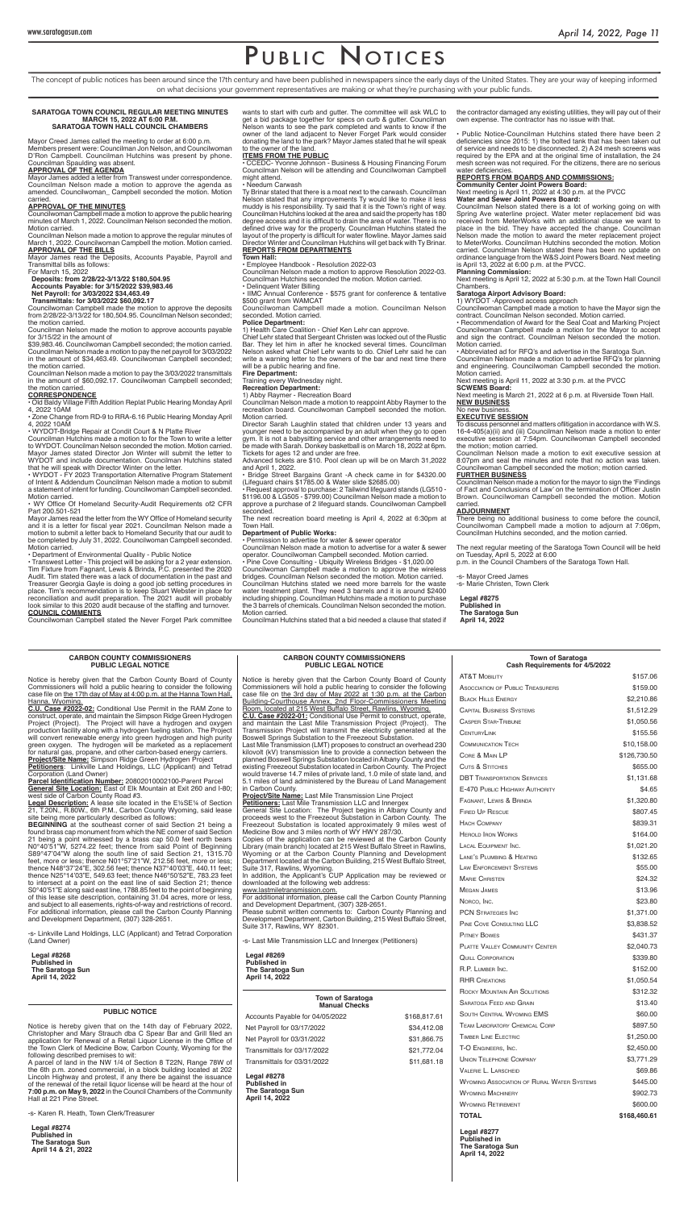# PUBLIC NOTICES

The concept of public notices has been around since the 17th century and have been published in newspapers since the early days of the United States. They are your way of keeping informed on what decisions your government representatives are making or what they're purchasing with your public funds.

## SARATOGA TOWN COUNCIL REGULAR MEETING MINUTES MARCH 15, 2022 AT 6:00 P.M. SARATOGA TOWN HALL COUNCIL CHAMBERS

Mayor Creed James called the meeting to order at 6:00 p.m.
Members present were: Councilman Jon Nelson, and Councilwoman D'Ron Campbell. Councilman Hutchins was present by phone. Councilman Spaulding was absent.

**APPROVAL OF THE AGENDA**

Mayor James added a letter from Transwest under correspondence. Councilman Nelson made a motion to approve the agenda as amended. Councilwoman_ Campbell seconded the motion. Motion carried.

**APPROVAL OF THE MINUTES**

Councilwoman Campbell made a motion to approve the public hearing minutes of March 1, 2022. Councilman Nelson seconded the motion. Motion carried.

Councilman Nelson made a motion to approve the regular minutes of March 1, 2022. Councilwoman Campbell the motion. Motion carried.

**APPROVAL OF THE BILLS**

Mayor James read the Deposits, Accounts Payable, Payroll and Transmittal bills as follows:
For March 15, 2022

**Deposits: from 2/28/22-3/13/22 $180,504.95**
**Accounts Payable: for 3/15/2022 $39,983.46**
**Net Payroll: for 3/03/2022 $34,463.49**
**Transmittals: for 3/03/2022 $60,092.17**

Councilwoman Campbell made the motion to approve the deposits from 2/28/22-3/13/22 for 180,504.95. Councilman Nelson seconded; the motion carried.

Councilman Nelson made the motion to approve accounts payable for 3/15/22 in the amount of
$39,983.46. Councilwoman Campbell seconded; the motion carried.
Councilman Nelson made a motion to pay the net payroll for 3/03/2022 in the amount of $34,463.49. Councilwoman Campbell seconded; the motion carried.

Councilman Nelson made a motion to pay the 3/03/2022 transmittals in the amount of $60.092.17. Councilwoman Campbell seconded; the motion carried.

**CORRESPONDENCE**

• Old Baldy Village Fifth Addition Replat Public Hearing Monday April 4, 2022 10AM
• Zone Change from RD-9 to RRA-6.16 Public Hearing Monday April 4, 2022 10AM
• WYDOT-Bridge Repair at Condit Court & N Platte River
Councilman Hutchins made a motion to for the Town to write a letter to WYDOT. Councilman Nelson seconded the motion. Motion carried. Mayor James stated Director Jon Winter will submit the letter to WYDOT and include documentation. Councilman Hutchins stated that he will speak with Director Winter on the letter.
• WYDOT - FY 2023 Transportation Alternative Program Statement of Intent & Addendum Councilman Nelson made a motion to submit a statement of intent for funding. Councilwoman Campbell seconded. Motion carried.
• WY Office Of Homeland Security-Audit Requirements of2 CFR Part 200.501-521
Mayor James read the letter from the WY Office of Homeland security and it is a letter for fiscal year 2021. Councilman Nelson made a motion to submit a letter back to Homeland Security that our audit to be completed by July 31, 2022. Councilwoman Campbell seconded. Motion carried.
• Department of Environmental Quality - Public Notice
• Transwest Letter - This project will be asking for a 2 year extension. Tim Fixture from Fagnant, Lewis & Brinda, P.C. presented the 2020 Audit. Tim stated there was a lack of documentation in the past and Treasurer Georgia Gayle is doing a good job setting procedures in place. Tim's recommendation is to keep Stuart Webster in place for reconciliation and audit preparation. The 2021 audit will probably look similar to this 2020 audit because of the staffing and turnover.

**COUNCIL COMMENTS**

Councilwoman Campbell stated the Never Forget Park committee wants to start with curb and gutter. The committee will ask WLC to get a bid package together for specs on curb & gutter. Councilman Nelson wants to see the park completed and wants to know if the owner of the land adjacent to Never Forget Park would consider donating the land to the park? Mayor James stated that he will speak to the owner of the land.

**ITEMS FROM THE PUBLIC**

• CCEDC- Yvonne Johnson - Business & Housing Financing Forum Councilman Nelson will be attending and Councilwoman Campbell might attend.
• Needum Carwash
Ty Brinar stated that there is a moat next to the carwash. Councilman Nelson stated that any improvements Ty would like to make it less muddy is his responsibility. Ty said that it is the Town's right of way. Councilman Hutchins looked at the area and said the property has 180 degree access and it is difficult to drain the area of water. There is no defined drive way for the property. Councilman Hutchins stated the layout of the property is difficult for water flowline. Mayor James said Director Winter and Councilman Hutchins will get back with Ty Brinar.

**REPORTS FROM DEPARTMENTS**

**Town Hall:**

• Employee Handbook - Resolution 2022-03
Councilman Nelson made a motion to approve Resolution 2022-03. Councilman Hutchins seconded the motion. Motion carried.
• Delinquent Water Billing
• IIMC Annual Conference - $575 grant for conference & tentative $500 grant from WAMCAT
Councilwoman Campbell made a motion. Councilman Nelson seconded. Motion carried.

**Police Department:**

1) Health Care Coalition - Chief Ken Lehr can approve.
Chief Lehr stated that Sergeant Christen was locked out of the Rustic Bar. They let him in after he knocked several times. Councilman Nelson asked what Chief Lehr wants to do. Chief Lehr said he can write a warning letter to the owners of the bar and next time there will be a public hearing and fine.

**Fire Department:**

Training every Wednesday night.

**Recreation Department:**

1) Abby Raymer - Recreation Board
Councilman Nelson made a motion to reappoint Abby Raymer to the recreation board. Councilwoman Campbell seconded the motion. Motion carried.
Director Sarah Laughlin stated that children under 13 years and younger need to be accompanied by an adult when they go to open gym. It is not a babysitting service and other arrangements need to be made with Sarah. Donkey basketball is on March 18, 2022 at 6pm. Tickets for ages 12 and under are free.
Advanced tickets are $10. Pool clean up will be on March 31,2022 and April 1, 2022.
• Bridge Street Bargains Grant -A check came in for $4320.00 (Lifeguard chairs $1785.00 & Water slide $2685.00)
• Request approval to purchase: 2 Tailwind lifeguard stands (LG510 - $1196.00 & LG505 - $799.00) Councilman Nelson made a motion to approve a purchase of 2 lifeguard stands. Councilwoman Campbell seconded.
The next recreation board meeting is April 4, 2022 at 6:30pm at Town Hall.

**Department of Public Works:**

• Permission to advertise for water & sewer operator
Councilman Nelson made a motion to advertise for a water & sewer operator. Councilwoman Campbell seconded. Motion carried.
• Pine Cove Consulting - Ubiquity Wireless Bridges - $1,020.00
Councilwoman Campbell made a motion to approve the wireless bridges. Councilman Nelson seconded the motion. Motion carried.
Councilman Hutchins stated we need more barrels for the waste water treatment plant. They need 3 barrels and it is around $2400 including shipping. Councilman Hutchins made a motion to purchase the 3 barrels of chemicals. Councilman Nelson seconded the motion. Motion carried.
Councilman Hutchins stated that a bid needed a clause that stated if the contractor damaged any existing utilities, they will pay out of their own expense. The contractor has no issue with that.

• Public Notice-Councilman Hutchins stated there have been 2 deficiencies since 2015: 1) the bolted tank that has been taken out of service and needs to be disconnected. 2) A 24 mesh screens was required by the EPA and at the original time of installation, the 24 mesh screen was not required. For the citizens, there are no serious water deficiencies.

**REPORTS FROM BOARDS AND COMMISSIONS:**

**Community Center Joint Powers Board:**

Next meeting is April 11, 2022 at 4:30 p.m. at the PVCC

**Water and Sewer Joint Powers Board:**

Councilman Nelson stated there is a lot of working going on with Spring Ave waterline project. Water meter replacement bid was received from MeterWorks with an additional clause we want to place in the bid. They have accepted the change. Councilman Nelson made the motion to award the meter replacement project to MeterWorks. Councilman Hutchins seconded the motion. Motion carried. Councilman Nelson stated there has been no update on ordinance language from the W&S Joint Powers Board. Next meeting is April 13, 2022 at 6:00 p.m. at the PVCC.

**Planning Commission:**

Next meeting is April 12, 2022 at 5:30 p.m. at the Town Hall Council Chambers.

**Saratoga Airport Advisory Board:**

1) WYDOT -Approved access approach
Councilwoman Campbell made a motion to have the Mayor sign the contract. Councilman Nelson seconded. Motion carried.
• Recommendation of Award for the Seal Coat and Marking Project Councilwoman Campbell made a motion for the Mayor to accept and sign the contract. Councilman Nelson seconded the motion. Motion carried.
• Abbreviated ad for RFQ's and advertise in the Saratoga Sun.
Councilman Nelson made a motion to advertise RFQ's for planning and engineering. Councilwoman Campbell seconded the motion. Motion carried.
Next meeting is April 11, 2022 at 3:30 p.m. at the PVCC

**SCWEMS Board:**

Next meeting is March 21, 2022 at 6 p.m. at Riverside Town Hall.

**NEW BUSINESS**

No new business.

**EXECUTIVE SESSION**

To discuss personnel and matters oflitigation in accordance with W.S. 16-4-405(a)(ii) and (iii) Councilman Nelson made a motion to enter executive session at 7:54pm. Councilwoman Campbell seconded the motion; motion carried.
Councilman Nelson made a motion to exit executive session at 8:07pm and seal the minutes and note that no action was taken. Councilwoman Campbell seconded the motion; motion carried.

**FURTHER BUSINESS**

Councilman Nelson made a motion for the mayor to sign the 'Findings of Fact and Conclusions of Law' on the termination of Officer Justin Brown. Councilwoman Campbell seconded the motion. Motion carried.

**ADJOURNMENT**

There being no additional business to come before the council, Councilwoman Campbell made a motion to adjourn at 7:06pm, Councilman Hutchins seconded, and the motion carried.

The next regular meeting of the Saratoga Town Council will be held on Tuesday, April 5, 2022 at 6:00
p.m. in the Council Chambers of the Saratoga Town Hall.

-s- Mayor Creed James
-s- Marie Christen, Town Clerk

**Legal #8275**
**Published in**
**The Saratoga Sun**
**April 14, 2022**

## CARBON COUNTY COMMISSIONERS PUBLIC LEGAL NOTICE

Notice is hereby given that the Carbon County Board of County Commissioners will hold a public hearing to consider the following case file on the 17th day of May at 4:00 p.m. at the Hanna Town Hall, Hanna, Wyoming.

**C.U. Case #2022-02:** Conditional Use Permit in the RAM Zone to construct, operate, and maintain the Simpson Ridge Green Hydrogen Project (Project). The Project will have a hydrogen and oxygen production facility along with a hydrogen fueling station. The Project will convert renewable energy into green hydrogen and high purity green oxygen. The hydrogen will be marketed as a replacement for natural gas, propane, and other carbon-based energy carriers.

**Project/Site Name:** Simpson Ridge Green Hydrogen Project

**Petitioners:** Linkville Land Holdings, LLC (Applicant) and Tetrad Corporation (Land Owner)

**Parcel Identification Number:** 20802010002100-Parent Parcel

**General Site Location:** East of Elk Mountain at Exit 260 and I-80; west side of Carbon County Road #3.

**Legal Description:** A lease site located in the E½SE¼ of Section 21, T20N., R.80W., 6th P.M., Carbon County Wyoming, said lease site being more particularly described as follows:

**BEGINNING** at the southeast corner of said Section 21 being a found brass cap monument from which the NE corner of said Section 21 being a point witnessed by a brass cap 50.0 feet north bears N0°40'51"W, 5274.22 feet; thence from said Point of Beginning S89°47'04"W along the south line of said Section 21, 1315.70 feet, more or less; thence N01°57'21"W, 212.56 feet, more or less; thence N48°37'24"E, 302.56 feet; thence N37°40'03"E, 440.11 feet; thence N25°14'03"E, 549.63 feet; thence N46°50'52"E, 783.23 feet to intersect at a point on the east line of said Section 21; thence S0°40'51"E along said east line, 1788.85 feet to the point of beginning of this lease site description, containing 31.04 acres, more or less, and subject to all easements, rights-of-way and restrictions of record. For additional information, please call the Carbon County Planning and Development Department, (307) 328-2651.

-s- Linkville Land Holdings, LLC (Applicant) and Tetrad Corporation (Land Owner)

**Legal #8268**
**Published in**
**The Saratoga Sun**
**April 14, 2022**

## PUBLIC NOTICE

Notice is hereby given that on the 14th day of February 2022, Christopher and Mary Strauch dba C Spear Bar and Grill filed an application for Renewal of a Retail Liquor License in the Office of the Town Clerk of Medicine Bow, Carbon County, Wyoming for the following described premises to wit:
A parcel of land in the NW 1/4 of Section 8 T22N, Range 78W of the 6th p.m. zoned commercial, in a block building located at 202 Lincoln Highway and protest, if any there be against the issuance of the renewal of the retail liquor license will be heard at the hour of **7:00 p.m. on May 9, 2022** in the Council Chambers of the Community Hall at 221 Pine Street.

-s- Karen R. Heath, Town Clerk/Treasurer

**Legal #8274**
**Published in**
**The Saratoga Sun**
**April 14 & 21, 2022**

## CARBON COUNTY COMMISSIONERS PUBLIC LEGAL NOTICE

Notice is hereby given that the Carbon County Board of County Commissioners will hold a public hearing to consider the following case file on the 3rd day of May 2022 at 1:30 p.m. at the Carbon Building-Courthouse Annex, 2nd Floor-Commissioners Meeting Room, located at 215 West Buffalo Street, Rawlins, Wyoming.

**C.U. Case #2022-01:** Conditional Use Permit to construct, operate, and maintain the Last Mile Transmission Project (Project). The Transmission Project will transmit the electricity generated at the Boswell Springs Substation to the Freezeout Substation.

Last Mile Transmission (LMT) proposes to construct an overhead 230 kilovolt (kV) transmission line to provide a connection between the planned Boswell Springs Substation located in Albany County and the existing Freezeout Substation located in Carbon County. The Project would traverse 14.7 miles of private land, 1.0 mile of state land, and 5.1 miles of land administered by the Bureau of Land Management in Carbon County.

**Project/Site Name:** Last Mile Transmission Line Project

**Petitioners:** Last Mile Transmission LLC and Innergex

General Site Location: The Project begins in Albany County and proceeds west to the Freezeout Substation in Carbon County. The Freezeout Substation is located approximately 9 miles west of Medicine Bow and 3 miles north of WY HWY 287/30.

Copies of the application can be reviewed at the Carbon County Library (main branch) located at 215 West Buffalo Street in Rawlins, Wyoming or at the Carbon County Planning and Development Department located at the Carbon Building, 215 West Buffalo Street, Suite 317, Rawlins, Wyoming.

In addition, the Applicant's CUP Application may be reviewed or downloaded at the following web address:
www.lastmiletransmission.com.

For additional information, please call the Carbon County Planning and Development Department, (307) 328-2651.

Please submit written comments to: Carbon County Planning and Development Department, Carbon Building, 215 West Buffalo Street, Suite 317, Rawlins, WY 82301.

-s- Last Mile Transmission LLC and Innergex (Petitioners)

**Legal #8269**
**Published in**
**The Saratoga Sun**
**April 14, 2022**

## Town of Saratoga Manual Checks

| | |
|---|---|
| Accounts Payable for 04/05/2022 | $168,817.61 |
| Net Payroll for 03/17/2022 | $34,412.08 |
| Net Payroll for 03/31/2022 | $31,866.75 |
| Transmittals for 03/17/2022 | $21,772.04 |
| Transmittals for 03/31/2022 | $11,681.18 |

**Legal #8278**
**Published in**
**The Saratoga Sun**
**April 14, 2022**

## Town of Saratoga Cash Requirements for 4/5/2022

| | |
|---|---|
| AT&T Mobility | $157.06 |
| Association of Public Treasurers | $159.00 |
| Black Hills Energy | $2,210.86 |
| Capital Business Systems | $1,512.29 |
| Casper Star-Tribune | $1,050.56 |
| CenturyLink | $155.56 |
| Communication Tech | $10,158.00 |
| Core & Main LP | $126,730.50 |
| Cuts & Stitches | $655.00 |
| DBT Transportation Services | $1,131.68 |
| E-470 Public Highway Authority | $4.65 |
| Fagnant, Lewis & Brinda | $1,320.80 |
| Fired Up Rescue | $807.45 |
| Hach Company | $839.31 |
| Herold Iron Works | $164.00 |
| Lacal Equipment Inc. | $1,021.20 |
| Lane's Plumbing & Heating | $132.65 |
| Law Enforcement Systems | $55.00 |
| Marie Christen | $24.32 |
| Megan James | $13.96 |
| Norco, Inc. | $23.80 |
| PCN Strategies Inc | $1,371.00 |
| Pine Cove Consulting LLC | $3,838.52 |
| Pitney Bowes | $431.37 |
| Platte Valley Community Center | $2,040.73 |
| Quill Corporation | $339.80 |
| R.P. Lumber Inc. | $152.00 |
| RHR Creations | $1,050.54 |
| Rocky Mountain Air Solutions | $312.32 |
| Saratoga Feed and Grain | $13.40 |
| South Central Wyoming EMS | $60.00 |
| Team Laboratory Chemical Corp | $897.50 |
| Timber Line Electric | $1,250.00 |
| T-O Engineers, Inc. | $2,450.00 |
| Union Telephone Company | $3,771.29 |
| Valerie L. Larscheid | $69.86 |
| Wyoming Association of Rural Water Systems | $445.00 |
| Wyoming Machinery | $902.73 |
| Wyoming Retirement | $600.00 |
| **TOTAL** | **$168,460.61** |

**Legal #8277**
**Published in**
**The Saratoga Sun**
**April 14, 2022**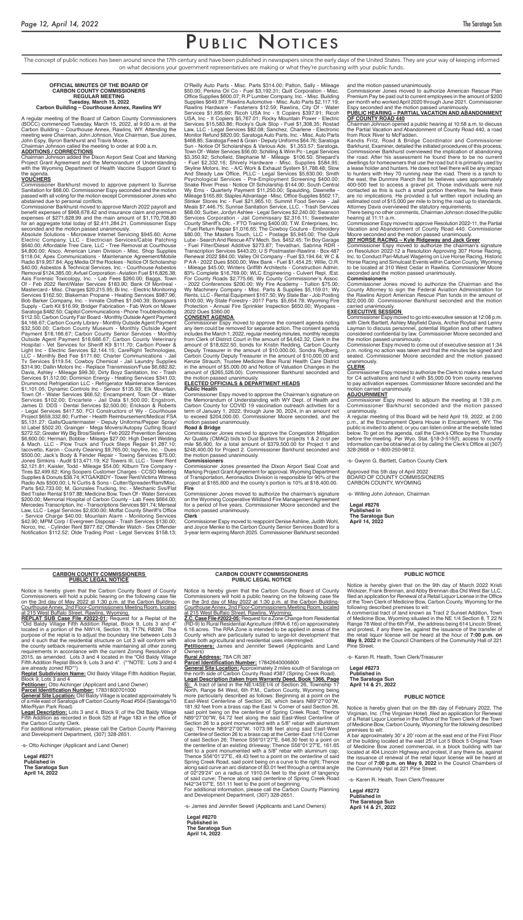# Public Notices

The concept of public notices has been around since the 17th century and have been published in newspapers since the early days of the United States. They are your way of keeping informed on what decisions your government representatives are making or what they're purchasing with your public funds.

**OFFICIAL MINUTES OF THE BOARD OF CARBON COUNTY COMMISSIONERS REGULAR MEETING Tuesday, March 15, 2022 Carbon Building – Courthouse Annex, Rawlins WY**

A regular meeting of the Board of Carbon County Commissioners (BOCC) commenced Tuesday, March 15, 2022, at 9:00 a.m. at the Carbon Building – Courthouse Annex, Rawlins, WY. Attending the meeting were Chairman, John Johnson, Vice Chairman, Sue Jones, John Espy, Byron Barkhurst and Travis Moore.

Chairman Johnson called the meeting to order at 9:00 a.m.

**ADDITIONS / CORRECTIONS**

Chairman Johnson added the Dixon Airport Seal Coat and Marking Project Grant Agreement and the Memorandum of Understanding with the Wyoming Department of Health Vaccine Support Grant to the agenda.

**VOUCHERS**

Commissioner Barkhurst moved to approve payment to Sunrise Sanitation for $68.00. Commissioner Espy seconded and the motion passed with all voting for the motion except Commissioner Jones who abstained due to personal conflicts.

Commissioner Barkhurst moved to approve March 2022 payroll and benefit expenses of $968,678.42 and insurance claim and premium expenses of $271,828.99 and the main amount of $1,170,708.80 for an aggregate total today of $2,411,284.21. Commissioner Espy seconded and the motion passed unanimously.

Absolute Solutions - Microwave Internet Servicing $945.60; Acme Electric Company, LLC - Electrician Services/Cable Patching $640.00; Affordable Tree Care, LLC - Tree Removal at Courthouse $4,800.00; Alsco, American Linen Division - Misc. Shop Supplies $118.04; Apex Communications - Maintenance Agreement/Mobile Radio $19,957.84; Apg Media Of the Rockies - Notice Of Scholarship $40.00; Asbestos & Technical Services, Inc. - Courthouse Asbestos Removal $124,385.00; Avfuel Corporation - Aviation Fuel $16,826.38; Axis Forensic Toxicology, Inc. - Lab Fees $260.00; Baggs, Town Of - Feb 2022 Rent/Water Services $183.90; Bank Of Montreal - Mastercard - Misc. Charges $20,215.95; Bi Inc. - Electric Monitoring Services $162.50; Blakeman Propane - Heating Services $987.96; Bob Barker Company, Inc. - Inmate Clothes $1,040.39; Bomgaars Supply - Carb Kit $16.99; Bridger Fabrication - Fab Work on Mower Saratoga $482.50; Capitol Communications - Phone Troubleshooting $112.50; Carbon County Fair Board - Monthly Outside Agent Payment $4,166.67; Carbon County Library - Monthly Outside Agent Payment $32,500.00; Carbon County Museum - Monthly Outside Agent Payment $18,166.67; Carbon County Senior Services - Monthly Outside Agent Payment $16,666.67; Carbon County Veterinary Hospital - Vet Services for Sheriff K9 $111.70; Carbon Power & Light Inc - Electric Services $2,144.15; CareRight Technologies, LLC - Monthly Bed Fee $171.60; Charter Communications - Jail Tv Services $119.54; Cowboy Chemical - Jail Laundry Supplies $314.90; Dallin Motors Inc - Replace Transmission/Fuse $6,682.82; Davis, Ashley - Mileage $99.30; Dirty Boyz Sanitation, Inc - Trash Services $1,512.00; Dominion Energy - Heating Services $341.03; Drummond Refrigeration LLC - Refrigerator Maintenance Services $1,101.05; Dynamic Controls Inc - Sensor $135.93; Elk Mountain, Town Of - Water Services $66.52; Encampment, Town Of - Water Services $102.00; Encartele - Jail Data $1,500.00; Engstrom, James D. DDS - Dental Services $2,500.00; Erickson & Roberts - Legal Services $417.50; FCI Constructors of Wy - Courthouse Project $659,332.80; Further - Health Reimbursement/Medical FSA $5,131.27; Galls/Quartermaster - Deputy Uniforms/Pepper Spray/Id Label $502.20; Grainger - Mega Movers/Autopsy Cutting Board $272.52; Greater Wy Big Bros/Sisters - Feb 2022 Prevention Services $6,600.00; Herman, Bobbie - Mileage $27.00; High Desert Welding & Mach. LLC - Plow Truck and Truck Steps Repair $1,287.10; Iacovetto, Karon - County Cleaning $9,765.00; Ispyfire, Inc. - Dues $500.00; Jack's Body & Fender Repair - Towing Services $75.00; Jones Simkins - Audit $13,471.19; K2 Towers III, LLC - Tower Rent $2,121.81; Kaisler, Todd - Mileage $54.00; Kilburn Tire Company - Tires $2,499.62; King Soopers Customer Charges - CCSO Meeting Supplies & Donuts $38.74; KTGA/KBDY - Tower Rent/Victims Witness Radio Ads $500.00; L N Curtis & Sons - Cutter/Spreader/Ram/Misc. Parts $42,733.00; M. Gonzales Trucking, Inc. - Mechanic Svs/Flat Bed Trailer Rental $197.88; Medicine Bow, Town Of - Water Services $200.00; Memorial Hospital of Carbon County - Lab Fees $664.00; Mercedes Transcription, Inc - Transcriptions Services $91.74; Mersael Law, LLC - Legal Services $2,630.00; Moffat County Sheriff's Office - Service Charge $40.00; Mountain Alarm - Monitoring Services $42.90; MPM Corp / Evergreen Disposal - Trash Services $130.00; Norco, Inc. - Cylinder Rent $977.62; Offender Watch - Sex Offender Notification $112.52; Olde Trading Post - Legal Services $158.13; O'Reilly Auto Parts - Misc. Parts $314.00; Patton, Sally - Mileage $50.00; Perkins Oil Co - Fuel $3,192.31; Quill Corporation - Misc. Office Supplies $600.07; R.P Lumber Company, Inc. - Misc. Building Supplies $649.97; Rawlins Automotive - Misc. Auto Parts $2,117.19; Rawlins Hardware - Fasteners $12.59; Rawlins, City Of - Water Services $1,695.60; Ricoh USA Inc - It Copiers $397.91; Ricoh USA, Inc - It Copiers $5,767.01; Rocky Mountain Power - Electric Services $15,583.86; Rocky's Quik Stop - Fuel $1,308.35; Rostad Law, LLC - Legal Services $82.08; Sanchez, Charlene - Electronic Monitor Refund $820.00; Saratoga Auto Parts, Inc - Misc. Auto Parts $468.85; Saratoga Feed & Grain - Deputy Uniforms $64.76; Saratoga Sun - Notice Of Scholarships & Various Ads. $1,353.57; Saratoga, Town Of - Water Services $56.00; Schilling & Winn Pc - Legal Services $3,350.92; Schofield, Stephanie M - Mileage $106.50; Shepard's - Fuel $2,332.16; Shively Hardware - Misc. Supplies $584.95; Skyline Motors, Inc. - A/C Work & Exhaust System $1,788.48; Slow And Steady Law Office, PLLC - Legal Services $5,630.00; Smith Psychological Services - Pre-Employment Screening $400.00; Snake River Press - Notice Of Scholarship $144.00; South Central Wy Ems - Quarterly Payment $11,250.00; Spaulding, Dawnette - Mileage $165.89; Staples Advantage - Misc. Office Supplies $502.17; Stinker Stores Inc - Fuel $21,965.10; Summit Food Service - Jail Meals $7,446.75; Sunrise Sanitation Service, LLC. - Trash Services $68.00; Surber, Jordyn Ashlee - Legal Services $2,240.00; Swanson Services Corporation - Jail Commissary $2,316.11; Sweetwater County Sheriff's Ofc. - FTO Training $400.00; T.W. Enterprises, Inc. - Fuel Return Repair $1,016.65; The Cowboy Couture - Embroidery $80.00; The Masters Touch, LLC - Postage $5,945.00; The Quik Lube - Search And Rescue ATV Mech. Svs. $452.45; Tin Boy Garage - Fuel Filter/Diesel Additive $273.87; Trevathan, Sabrina RDR - Transcription Services $443.20; U S Postmaster-Rawlins - Box 487 Renewal 2022 $84.00; Valley Oil Company - Fuel $3,194.64; W C & P A A - 2022 Dues $500.00; Wex Bank - Fuel $1,454.25; Wille, O.R. - Mileage $45.00; Winters Griffith Architects - Construction Admin. 83% Complete $16,769.00; WLC Engineering - Culvert Repl. /Est. For County Roads $2,775.66; Wy County Commissioner's Assoc. - 2022 Conferences $200.00; Wy Fire Academy - Tuition $75.00; Wy Machinery Company - Misc. Parts & Supplies $5,159.01; Wy Rents, LLC - Rental Equipment $167.50; Wy State Bar - Job Posting $100.00; Wy State Forestry - 2017 Parts $5,654.78; Wyoming Fire Protection - Annual Fire Sprinkler Inspection $650.00; Wyopass - 2022 Dues $360.00

**CONSENT AGENDA**

Commissioner Espy moved to approve the consent agenda noting any item could be removed for separate action. The consent agenda includes the March 1, 2022, regular meeting minutes, monthly receipts from Clerk of District Court in the amount of $4,642.32, Clerk in the amount of $18,622.50, bonds for Kristin Redding, Carbon County Deputy Treasurer in the amount of $10,000.00, Sondra Rydberg, Carbon County Deputy Treasurer in the amount of $10,000.00 and Kenzie Strauch, Trustee Medicine Bow Rural Health Care District in the amount of $5,000.00 and Notice of Valuation Changes in the amount of ($265,526.00). Commissioner Barkhurst seconded and the motion passed unanimously.

**ELECTED OFFICIALS & DEPARTMENT HEADS**

**Public Health**

Commissioner Espy moved to approve the Chairman's signature on the Memorandum of Understanding with WY Dept. of Health and Carbon County for COVID 19 vaccination outreach activities for a term of January 1, 2022, through June 30, 2024, in an amount not to exceed $204,000.00. Commissioner Moore seconded, and the motion passed unanimously.

**Road & Bridge**

Commissioner Jones moved to approve the Congestion Mitigation Air Quality (CMAQ) bids to Dust Busters for projects 1 & 2 cost per mile $6,900, for a total amount of $379,500.00 for Project 1 and $248,400.00 for Project 2. Commissioner Barkhurst seconded and the motion passed unanimously.

**Commissioners**

Commissioner Jones presented the Dixon Airport Seal Coat and Marking Project Grant Agreement for approval. Wyoming Department of Transportation, Aeronautics Division is responsible for 90% of the project at $165,600 and the county's portion is 10% at $18,400.00.

**Fire**

Commissioner Jones moved to authorize the chairman's signature on the Wyoming Cooperative Wildland Fire Management Agreement for a period of five years. Commissioner Moore seconded and the motion passed unanimously.

**Clerk**

Commissioner Espy moved to reappoint Denise Ashline, Judith Wohl, and Joyce Menke to the Carbon County Senior Services Board for a 3-year term expiring March 2025. Commissioner Barkhurst seconded and the motion passed unanimously.

Commissioner Jones moved to authorize American Rescue Plan Premium Pay be paid out to current employees in the amount of $200 per month who worked April 2020 through June 2021. Commissioner Espy seconded and the motion passed unanimously.

**PUBLIC HEARING – PARTIAL VACATION AND ABANDONMENT OF COUNTY ROAD 440**

Chairman Johnson opened a public hearing at 10:58 a.m. to discuss the Partial Vacation and Abandonment of County Road 440, a road from Rock River to McFadden.

Kandis Fritz, Road & Bridge Coordinator and Commissioner Barkhurst, Examiner, detailed the initiated procedures of this process. Commissioner Barkhurst overviewed the implication of abandoning the road. After his assessment he found there to be no current dwellings for homeowners that use the road but it is primarily used by a lease holder and hunters. He does not feel there will be any impact to hunters with Hwy 70 running near the road. There is a ranch to the east, the Dunmire Ranch that he believes uses approximately 400-500 feet to access a gravel pit. Those individuals were not contacted as this is such a small portion therefore, he feels there are no implications. He provided a full written report including an estimated cost of $15,000 per mile to bring the road up to standards. Attorney Davis overviewed the statutory requirements.

There being no other comments, Chairman Johnson closed the public hearing at 11:11 a.m.

Commissioner Espy moved to approve Resolution 2022-11, the Partial Vacation and Abandonment of County Road 440. Commissioner Moore seconded and the motion passed unanimously.

**307 HORSE RACING – Kyle Ridgeway and Jack Greer**

Commissioner Espy moved to authorize the chairman's signature on Resolution 2022-12 a Resolution Approving 307 Horse Racing, Inc. to Conduct Pari-Mutuel Wagering on Live Horse Racing, Historic Horse Racing and Simulcast Events within Carbon County, Wyoming to be located at 310 West Cedar in Rawlins. Commissioner Moore seconded and the motion passed unanimously.

**Commissioners**

Commissioner Jones moved to authorize the Chairman and the County Attorney to sign the Federal Aviation Administration for the Rawlins Airport American Rescue Plan funds in the amount of $22,000.00. Commissioner Barkhurst seconded and the motion carried unanimously.

**EXECUTIVE SESSION**

Commissioner Espy moved to go into executive session at 12:08 p.m. with Clerk Bartlett, Ashley Mayfield Davis, Archie Roybal and Lenny Layman to discuss personnel, potential litigation and other matters considered confidential by law. Commissioner Moore seconded and the motion passed unanimously.

Commissioner Espy moved to come out of executive session at 1:34 p.m. noting no action was taken and that the minutes be signed and sealed. Commissioner Moore seconded and the motion passed unanimously.

**CLERK**

Commissioner Espy moved to authorize the Clerk to make a new fund for C4 activations and fund it with $5,000.00 from county reserves to pay activation expenses. Commissioner Moore seconded and the motion carried unanimously.

**ADJOURNMENT**

Commissioner Espy moved to adjourn the meeting at 1:39 p.m. Commissioner Barkhurst seconded and the motion passed unanimously.

A regular meeting of this Board will be held April 19, 2022, at 2:00 p.m., at the Encampment Opera House in Encampment, WY. The public is invited to attend, or you can listen online at the website listed below. To get on the agenda, call the Clerk's Office by the Thursday before the meeting. Per Wyo. Stat. §18-3-516(f), access to county information can be obtained at or by calling the Clerk's Office at (307) 328-2668 or 1-800-250-9812.

-s- Gwynn G. Bartlett, Carbon County Clerk

Approved this 5th day of April 2022
BOARD OF COUNTY COMMISSIONERS
CARBON COUNTY, WYOMING

-s- Willing John Johnson, Chairman

**Legal #8276**
**Published in**
**The Saratoga Sun**
**April 14, 2022**

---

**CARBON COUNTY COMMISSIONERS PUBLIC LEGAL NOTICE**

Notice is hereby given that the Carbon County Board of County Commissioners will hold a public hearing on the following case file on the 3rd day of May 2022 at 1:30 p.m. at the Carbon Building-Courthouse Annex, 2nd Floor-Commissioners Meeting Room, located at 215 West Buffalo Street, Rawlins, Wyoming.

**REPLAT SUB Case File #2022-01:** Request for a Replat of the "Old Baldy Village Fifth Addition Replat, Block 9, Lots 3 and 4" located in a portion of the NW1/4, Section 18, T17N, R83W. The purpose of the replat is to adjust the boundary line between Lots 3 and 4 such that the residential structure on Lot 3 will conform with the county setback requirements while maintaining all other zoning requirements in accordance with the current Zoning Resolution of 2015, as amended. Lots 3 and 4 located in the "Old Baldy Village Fifth Addition Replat Block 9, Lots 3 and 4". (**NOTE: Lots 3 and 4 are already zoned RD**)

**Replat Subdivision Name:** Old Baldy Village Fifth Addition Replat, Block 9, Lots 3 and 4

**Petitioner:** Otto Aichinger (Applicant and Land Owner)

**Parcel Identification Number:** 17831800701000

**General Site Location:** Old Baldy Village is located approximately ¾ of a mile east of Saratoga off Carbon County Road #504 (Saratoga/10 Mile/Ryan Park Road)

**Legal Description:** Lots 3 and 4, Block 9, of the Old Baldy Village Fifth Addition as recorded in Book 525 at Page 183 in the office of the Carbon County Clerk.

For additional information, please call the Carbon County Planning and Development Department, (307) 328-2651.

-s- Otto Aichinger (Applicant and Land Owner)

**Legal #8271**
**Published in**
**The Saratoga Sun**
**April 14, 2022**

---

**CARBON COUNTY COMMISSIONERS PUBLIC LEGAL NOTICE**

Notice is hereby given that the Carbon County Board of County Commissioners will hold a public hearing on the following case file on the 3rd day of May 2022 at 1:30 p.m. at the Carbon Building-Courthouse Annex, 2nd Floor-Commissioners Meeting Room, located at 215 West Buffalo Street, Rawlins, Wyoming.

**Z.C. Case File #2022-05:** Request for a Zone Change from Residential (RD-9) to Rural Residential Agriculture (RRA-6.16) on approximately 6.16 acres. The RRA Zone is intended to be applied in areas of the County which are particularly suited to large-lot development that allow both agricultural and residential uses intermingled.

**Petitioners:** James and Jennifer Sewell (Applicants and Land Owners)

**Rural Address:** 78A CR 387

**Parcel Identification Number:** 17842640006800

**General Site Location:** Approximately 2 miles south of Saratoga on the north side of Carbon County Road #387 (Spring Creek Road).

**Legal Description (taken from Warranty Deed, Book 1366, Page 5):** A tract of land in the NE1/4SE1/4 of Section 26, Township 17 North, Range 84 West, 6th P.M., Carbon County, Wyoming being more particularly described as follows: Beginning at a point on the East-West Centerline of Section 26, which bears N89°27'00"W, 181.92 feet from a brass cap the East ¼ Corner of said Section 26, said point being on the centerline of Spring Creek Road; Thence N89°27'00"W, 64.72 feet along the said East-West Centerline of Section 26 to a point monumented with a 5/8" rebar with aluminum cap; Thence N89°27'00"W, 1073.98 feet along said East-West Centerline of Section 26 to a brass cap at the Center-East 1/16 Corner of said Section 26; Thence S56°01'27"E, 646.30 feet to a point on the centerline of an existing driveway; Thence S56°01'27"E, 161.65 feet to a point monumented with a 5/8" rebar with aluminum cap; Thence S56°01'27"E, 49.43 feet to a point on the centerline of said Spring Creek Road, said point being on a curve to the right; Thence along said curve an arc distance of 83.01 feet through a central angle of 02°29'24" on a radius of 1910.04 feet to the point of tangency of said curve; Thence along said centerline of Spring Creek Road N42°34'07"E, 551.11 feet to the point of beginning.

For additional information, please call the Carbon County Planning and Development Department, (307) 328-2651.

-s- James and Jennifer Sewell (Applicants and Land Owners)

**Legal #8270**
**Published in**
**The Saratoga Sun**
**April 14, 2022**

---

**PUBLIC NOTICE**

Notice is hereby given that on the 9th day of March 2022 Kristi Wickizer, Frank Brennan, and Abby Brennan dba Old West Bar LLC, filed an application for Renewal of a Retail Liquor License in the Office of the Town Clerk of Medicine Bow, Carbon County, Wyoming for the following described premises to wit:

A commercial tract of land known as Tract 2 Sunset Addition, Town of Medicine Bow, Wyoming situated in the NE 1/4 Section 8, T 22 N Range 78 West of the 6th P.M., the address being 614 Lincoln Street, and protest, if any there be, against the issuance of the transfer of the retail liquor license will be heard at the hour of **7:00 p.m. on May 9, 2022** in the Council Chambers of the Community Hall at 221 Pine Street.

-s- Karen R. Heath, Town Clerk/Treasurer

**Legal #8273**
**Published in**
**The Saratoga Sun**
**April 14 & 21, 2022**

---

**PUBLIC NOTICE**

Notice is hereby given that on the 8th day of February 2022, The Virginian, Inc. (The Virginian Hotel) ,filed an application for Renewal of a Retail Liquor License in the Office of the Town Clerk of the Town of Medicine Bow, Carbon County, Wyoming for the following described premises to wit:

A bar approximately 30' x 20' room at the east end of the First Floor of the building located at the east 25'of Lot 5 Block 5 Original Town of Medicine Bow zoned commercial, in a block building with bar located at 404 Lincoln Highway and protest, if any there be, against the issuance of renewal of the retail liquor license will be heard at the hour of **7:00 p.m. on May 9, 2022** in the Council Chambers of the Community Hall at 221 Pine Street.

-s- Karen R. Heath, Town Clerk/Treasurer

**Legal #8272**
**Published in**
**The Saratoga Sun**
**April 14 & 21, 2022**